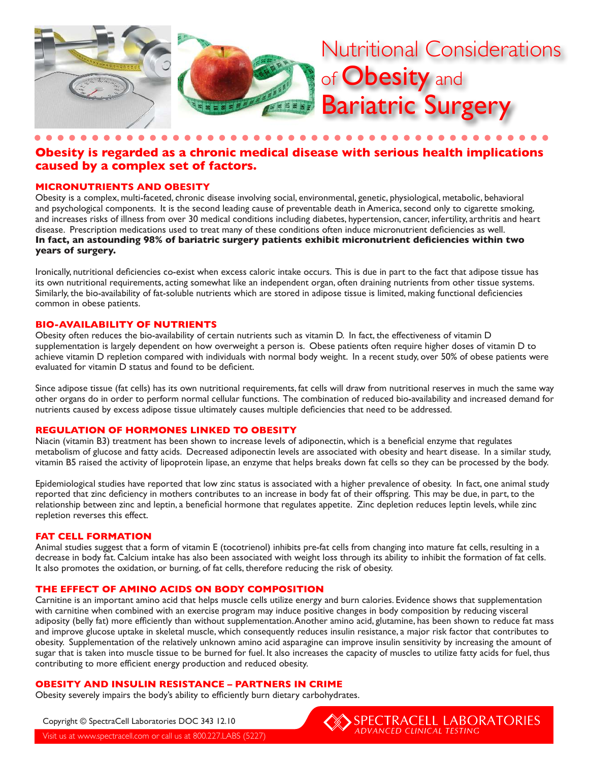# Nutritional Considerations of Obesity and Bariatric Surgery

## Obesity is regarded as a chronic medical disease with serious health implications caused by a complex set of factors.

### MICRONUTRIENTS AND OBESITY

Obesity is a complex, multi-faceted, chronic disease involving social, environmental, genetic, physiological, metabolic, behavioral and psychological components. It is the second leading cause of preventable death in America, second only to cigarette smoking, and increases risks of illness from over 30 medical conditions including diabetes, hypertension, cancer, infertility, arthritis and heart disease. Prescription medications used to treat many of these conditions often induce micronutrient deficiencies as well.
**In fact, an astounding 98% of bariatric surgery patients exhibit micronutrient deficiencies within two years of surgery.**

Ironically, nutritional deficiencies co-exist when excess caloric intake occurs. This is due in part to the fact that adipose tissue has its own nutritional requirements, acting somewhat like an independent organ, often draining nutrients from other tissue systems. Similarly, the bio-availability of fat-soluble nutrients which are stored in adipose tissue is limited, making functional deficiencies common in obese patients.

### BIO-AVAILABILITY OF NUTRIENTS

Obesity often reduces the bio-availability of certain nutrients such as vitamin D. In fact, the effectiveness of vitamin D supplementation is largely dependent on how overweight a person is. Obese patients often require higher doses of vitamin D to achieve vitamin D repletion compared with individuals with normal body weight. In a recent study, over 50% of obese patients were evaluated for vitamin D status and found to be deficient.

Since adipose tissue (fat cells) has its own nutritional requirements, fat cells will draw from nutritional reserves in much the same way other organs do in order to perform normal cellular functions. The combination of reduced bio-availability and increased demand for nutrients caused by excess adipose tissue ultimately causes multiple deficiencies that need to be addressed.

### REGULATION OF HORMONES LINKED TO OBESITY

Niacin (vitamin B3) treatment has been shown to increase levels of adiponectin, which is a beneficial enzyme that regulates metabolism of glucose and fatty acids. Decreased adiponectin levels are associated with obesity and heart disease. In a similar study, vitamin B5 raised the activity of lipoprotein lipase, an enzyme that helps breaks down fat cells so they can be processed by the body.

Epidemiological studies have reported that low zinc status is associated with a higher prevalence of obesity. In fact, one animal study reported that zinc deficiency in mothers contributes to an increase in body fat of their offspring. This may be due, in part, to the relationship between zinc and leptin, a beneficial hormone that regulates appetite. Zinc depletion reduces leptin levels, while zinc repletion reverses this effect.

### FAT CELL FORMATION

Animal studies suggest that a form of vitamin E (tocotrienol) inhibits pre-fat cells from changing into mature fat cells, resulting in a decrease in body fat. Calcium intake has also been associated with weight loss through its ability to inhibit the formation of fat cells. It also promotes the oxidation, or burning, of fat cells, therefore reducing the risk of obesity.

### THE EFFECT OF AMINO ACIDS ON BODY COMPOSITION

Carnitine is an important amino acid that helps muscle cells utilize energy and burn calories. Evidence shows that supplementation with carnitine when combined with an exercise program may induce positive changes in body composition by reducing visceral adiposity (belly fat) more efficiently than without supplementation. Another amino acid, glutamine, has been shown to reduce fat mass and improve glucose uptake in skeletal muscle, which consequently reduces insulin resistance, a major risk factor that contributes to obesity. Supplementation of the relatively unknown amino acid asparagine can improve insulin sensitivity by increasing the amount of sugar that is taken into muscle tissue to be burned for fuel. It also increases the capacity of muscles to utilize fatty acids for fuel, thus contributing to more efficient energy production and reduced obesity.

### OBESITY AND INSULIN RESISTANCE – PARTNERS IN CRIME

Obesity severely impairs the body's ability to efficiently burn dietary carbohydrates.

Copyright © SpectraCell Laboratories DOC 343 12.10

Visit us at www.spectracell.com or call us at 800.227.LABS (5227)

SPECTRACELL LABORATORIES
*ADVANCED CLINICAL TESTING*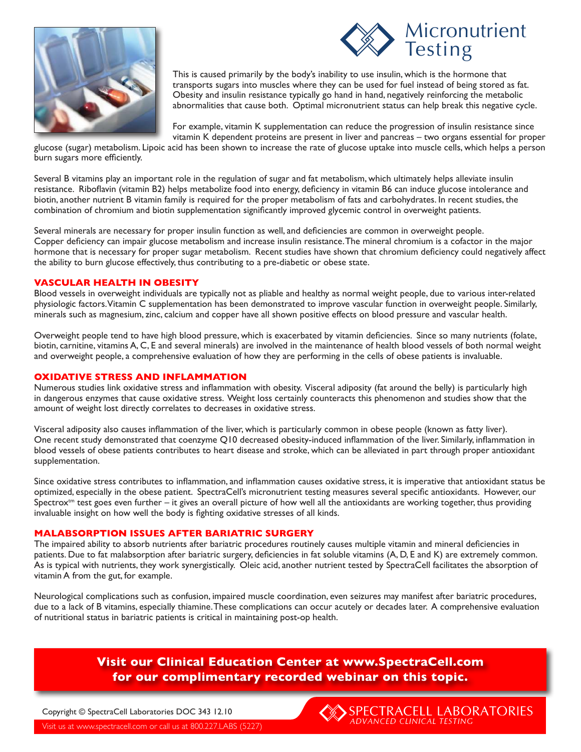# Micronutrient Testing

This is caused primarily by the body's inability to use insulin, which is the hormone that transports sugars into muscles where they can be used for fuel instead of being stored as fat. Obesity and insulin resistance typically go hand in hand, negatively reinforcing the metabolic abnormalities that cause both. Optimal micronutrient status can help break this negative cycle.

For example, vitamin K supplementation can reduce the progression of insulin resistance since vitamin K dependent proteins are present in liver and pancreas – two organs essential for proper glucose (sugar) metabolism. Lipoic acid has been shown to increase the rate of glucose uptake into muscle cells, which helps a person burn sugars more efficiently.

Several B vitamins play an important role in the regulation of sugar and fat metabolism, which ultimately helps alleviate insulin resistance. Riboflavin (vitamin B2) helps metabolize food into energy, deficiency in vitamin B6 can induce glucose intolerance and biotin, another nutrient B vitamin family is required for the proper metabolism of fats and carbohydrates. In recent studies, the combination of chromium and biotin supplementation significantly improved glycemic control in overweight patients.

Several minerals are necessary for proper insulin function as well, and deficiencies are common in overweight people. Copper deficiency can impair glucose metabolism and increase insulin resistance. The mineral chromium is a cofactor in the major hormone that is necessary for proper sugar metabolism. Recent studies have shown that chromium deficiency could negatively affect the ability to burn glucose effectively, thus contributing to a pre-diabetic or obese state.

## VASCULAR HEALTH IN OBESITY

Blood vessels in overweight individuals are typically not as pliable and healthy as normal weight people, due to various inter-related physiologic factors. Vitamin C supplementation has been demonstrated to improve vascular function in overweight people. Similarly, minerals such as magnesium, zinc, calcium and copper have all shown positive effects on blood pressure and vascular health.

Overweight people tend to have high blood pressure, which is exacerbated by vitamin deficiencies. Since so many nutrients (folate, biotin, carnitine, vitamins A, C, E and several minerals) are involved in the maintenance of health blood vessels of both normal weight and overweight people, a comprehensive evaluation of how they are performing in the cells of obese patients is invaluable.

## OXIDATIVE STRESS AND INFLAMMATION

Numerous studies link oxidative stress and inflammation with obesity. Visceral adiposity (fat around the belly) is particularly high in dangerous enzymes that cause oxidative stress. Weight loss certainly counteracts this phenomenon and studies show that the amount of weight lost directly correlates to decreases in oxidative stress.

Visceral adiposity also causes inflammation of the liver, which is particularly common in obese people (known as fatty liver). One recent study demonstrated that coenzyme Q10 decreased obesity-induced inflammation of the liver. Similarly, inflammation in blood vessels of obese patients contributes to heart disease and stroke, which can be alleviated in part through proper antioxidant supplementation.

Since oxidative stress contributes to inflammation, and inflammation causes oxidative stress, it is imperative that antioxidant status be optimized, especially in the obese patient. SpectraCell's micronutrient testing measures several specific antioxidants. However, our Spectrox™ test goes even further – it gives an overall picture of how well all the antioxidants are working together, thus providing invaluable insight on how well the body is fighting oxidative stresses of all kinds.

## MALABSORPTION ISSUES AFTER BARIATRIC SURGERY

The impaired ability to absorb nutrients after bariatric procedures routinely causes multiple vitamin and mineral deficiencies in patients. Due to fat malabsorption after bariatric surgery, deficiencies in fat soluble vitamins (A, D, E and K) are extremely common. As is typical with nutrients, they work synergistically. Oleic acid, another nutrient tested by SpectraCell facilitates the absorption of vitamin A from the gut, for example.

Neurological complications such as confusion, impaired muscle coordination, even seizures may manifest after bariatric procedures, due to a lack of B vitamins, especially thiamine. These complications can occur acutely or decades later. A comprehensive evaluation of nutritional status in bariatric patients is critical in maintaining post-op health.

**Visit our Clinical Education Center at www.SpectraCell.com for our complimentary recorded webinar on this topic.**

Copyright © SpectraCell Laboratories DOC 343 12.10

Visit us at www.spectracell.com or call us at 800.227.LABS (5227)

SPECTRACELL LABORATORIES
ADVANCED CLINICAL TESTING